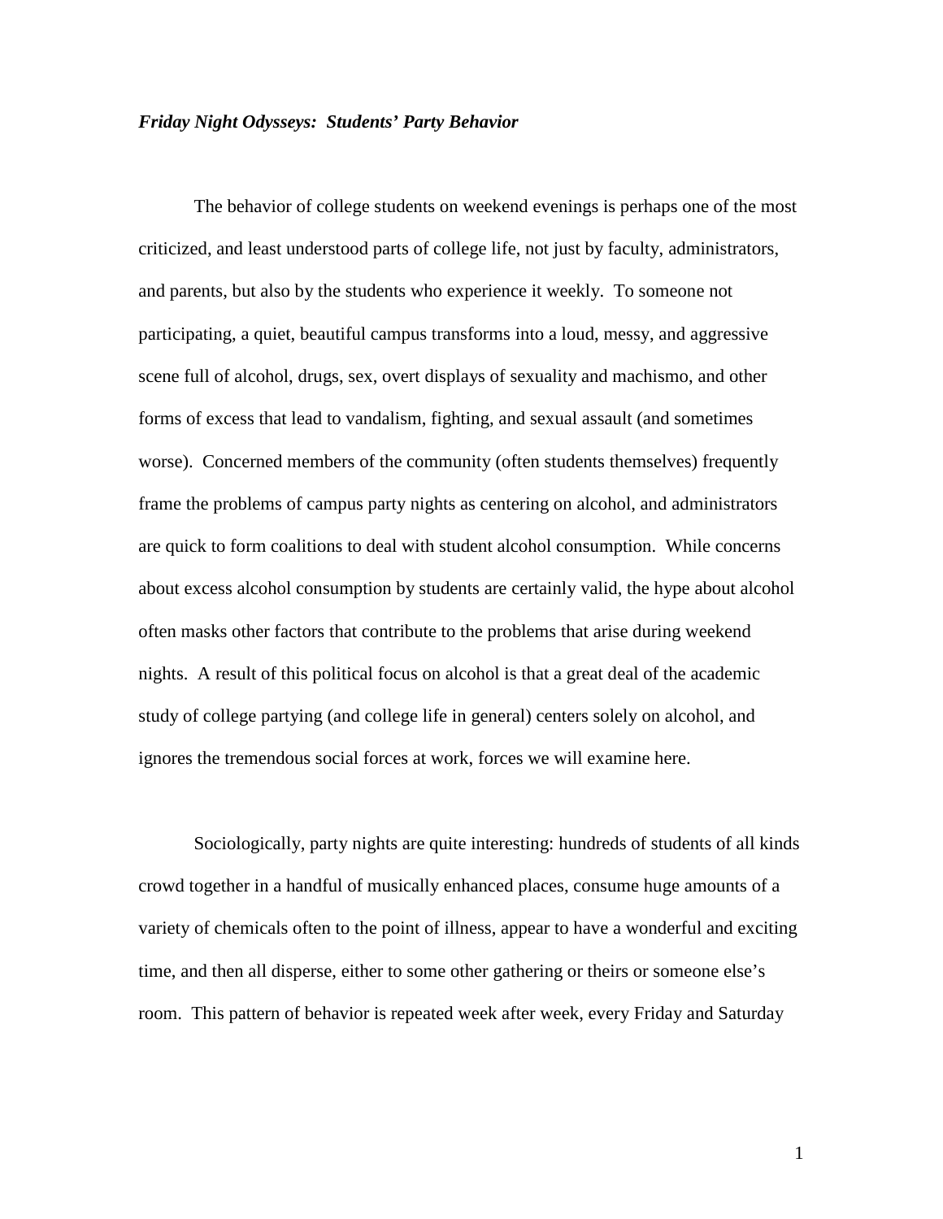***Friday Night Odysseys: Students' Party Behavior***

The behavior of college students on weekend evenings is perhaps one of the most criticized, and least understood parts of college life, not just by faculty, administrators, and parents, but also by the students who experience it weekly. To someone not participating, a quiet, beautiful campus transforms into a loud, messy, and aggressive scene full of alcohol, drugs, sex, overt displays of sexuality and machismo, and other forms of excess that lead to vandalism, fighting, and sexual assault (and sometimes worse). Concerned members of the community (often students themselves) frequently frame the problems of campus party nights as centering on alcohol, and administrators are quick to form coalitions to deal with student alcohol consumption. While concerns about excess alcohol consumption by students are certainly valid, the hype about alcohol often masks other factors that contribute to the problems that arise during weekend nights. A result of this political focus on alcohol is that a great deal of the academic study of college partying (and college life in general) centers solely on alcohol, and ignores the tremendous social forces at work, forces we will examine here.

Sociologically, party nights are quite interesting: hundreds of students of all kinds crowd together in a handful of musically enhanced places, consume huge amounts of a variety of chemicals often to the point of illness, appear to have a wonderful and exciting time, and then all disperse, either to some other gathering or theirs or someone else's room. This pattern of behavior is repeated week after week, every Friday and Saturday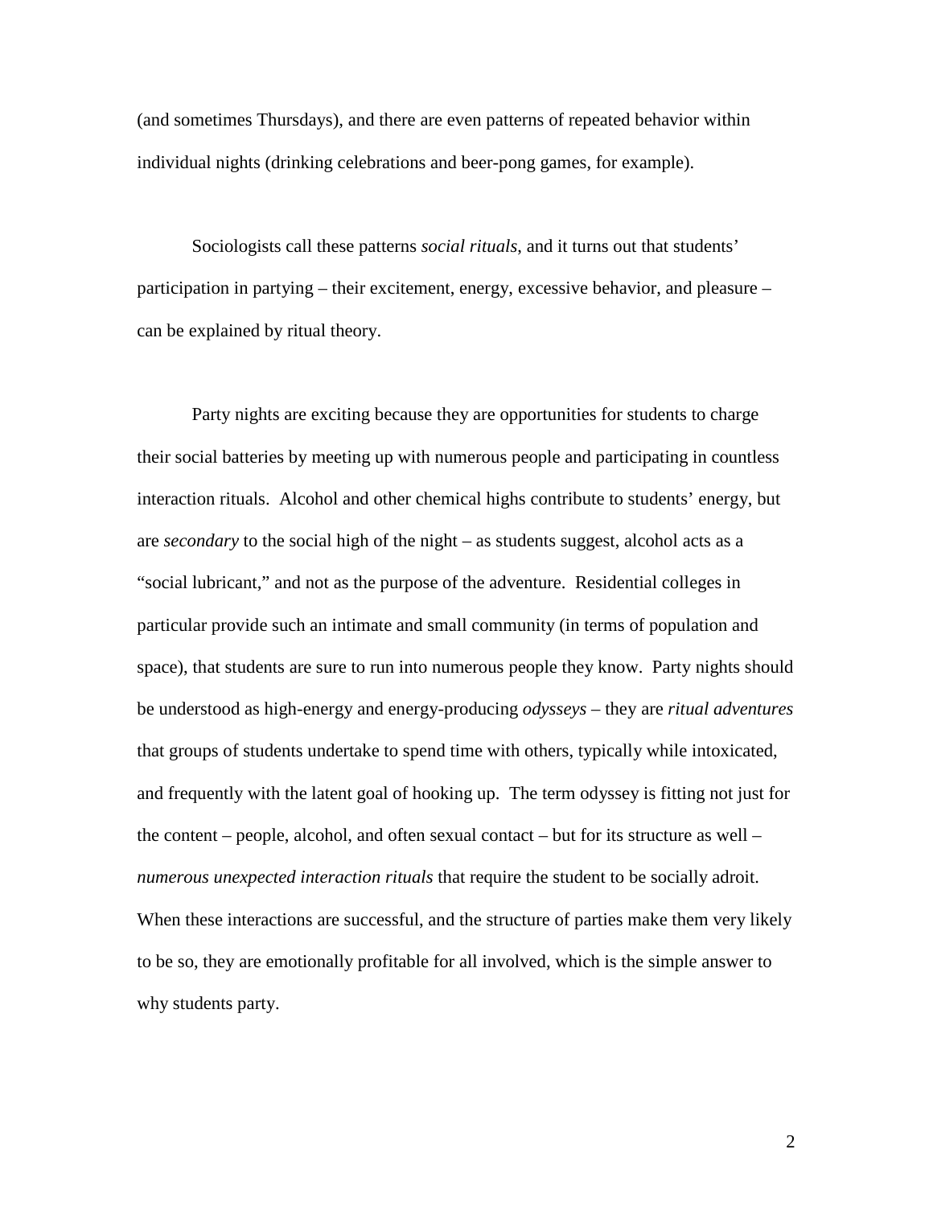(and sometimes Thursdays), and there are even patterns of repeated behavior within individual nights (drinking celebrations and beer-pong games, for example).

Sociologists call these patterns *social rituals*, and it turns out that students' participation in partying – their excitement, energy, excessive behavior, and pleasure – can be explained by ritual theory.

Party nights are exciting because they are opportunities for students to charge their social batteries by meeting up with numerous people and participating in countless interaction rituals. Alcohol and other chemical highs contribute to students' energy, but are *secondary* to the social high of the night – as students suggest, alcohol acts as a "social lubricant," and not as the purpose of the adventure. Residential colleges in particular provide such an intimate and small community (in terms of population and space), that students are sure to run into numerous people they know. Party nights should be understood as high-energy and energy-producing *odysseys* – they are *ritual adventures* that groups of students undertake to spend time with others, typically while intoxicated, and frequently with the latent goal of hooking up. The term odyssey is fitting not just for the content – people, alcohol, and often sexual contact – but for its structure as well – *numerous unexpected interaction rituals* that require the student to be socially adroit. When these interactions are successful, and the structure of parties make them very likely to be so, they are emotionally profitable for all involved, which is the simple answer to why students party.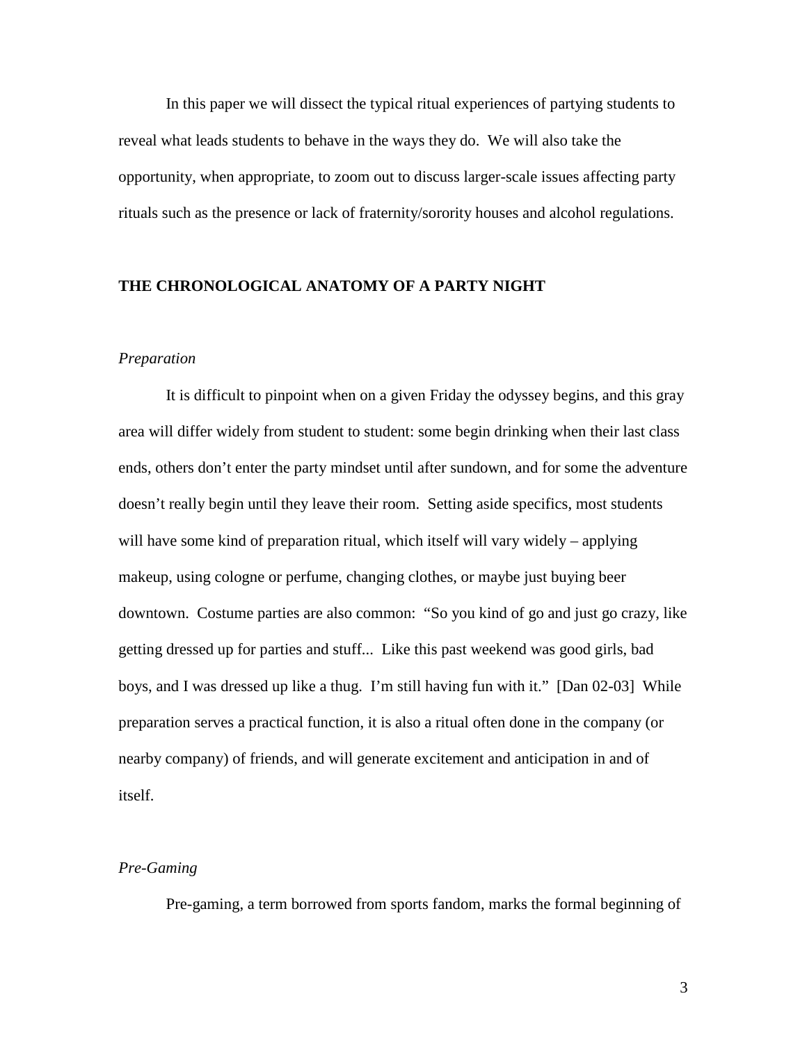In this paper we will dissect the typical ritual experiences of partying students to reveal what leads students to behave in the ways they do. We will also take the opportunity, when appropriate, to zoom out to discuss larger-scale issues affecting party rituals such as the presence or lack of fraternity/sorority houses and alcohol regulations.

## THE CHRONOLOGICAL ANATOMY OF A PARTY NIGHT

### *Preparation*

It is difficult to pinpoint when on a given Friday the odyssey begins, and this gray area will differ widely from student to student: some begin drinking when their last class ends, others don't enter the party mindset until after sundown, and for some the adventure doesn't really begin until they leave their room. Setting aside specifics, most students will have some kind of preparation ritual, which itself will vary widely – applying makeup, using cologne or perfume, changing clothes, or maybe just buying beer downtown. Costume parties are also common: "So you kind of go and just go crazy, like getting dressed up for parties and stuff... Like this past weekend was good girls, bad boys, and I was dressed up like a thug. I'm still having fun with it." [Dan 02-03] While preparation serves a practical function, it is also a ritual often done in the company (or nearby company) of friends, and will generate excitement and anticipation in and of itself.

### *Pre-Gaming*

Pre-gaming, a term borrowed from sports fandom, marks the formal beginning of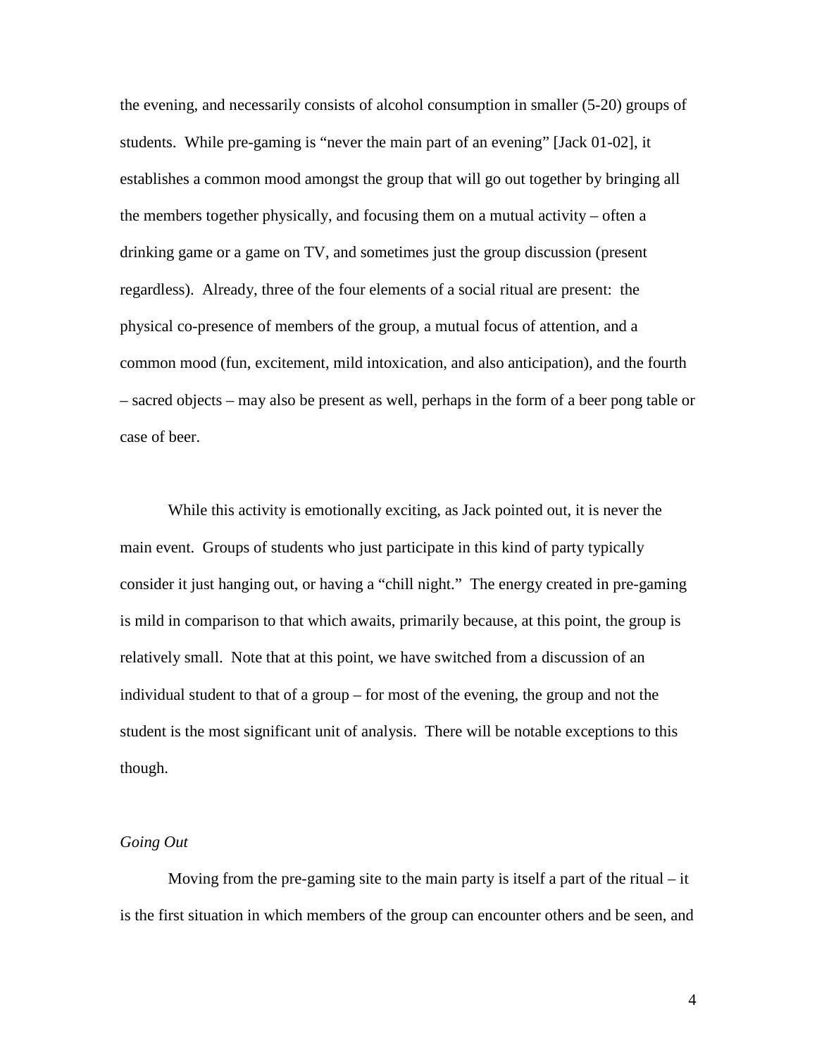the evening, and necessarily consists of alcohol consumption in smaller (5-20) groups of students. While pre-gaming is "never the main part of an evening" [Jack 01-02], it establishes a common mood amongst the group that will go out together by bringing all the members together physically, and focusing them on a mutual activity – often a drinking game or a game on TV, and sometimes just the group discussion (present regardless). Already, three of the four elements of a social ritual are present: the physical co-presence of members of the group, a mutual focus of attention, and a common mood (fun, excitement, mild intoxication, and also anticipation), and the fourth – sacred objects – may also be present as well, perhaps in the form of a beer pong table or case of beer.

While this activity is emotionally exciting, as Jack pointed out, it is never the main event. Groups of students who just participate in this kind of party typically consider it just hanging out, or having a "chill night." The energy created in pre-gaming is mild in comparison to that which awaits, primarily because, at this point, the group is relatively small. Note that at this point, we have switched from a discussion of an individual student to that of a group – for most of the evening, the group and not the student is the most significant unit of analysis. There will be notable exceptions to this though.

*Going Out*

Moving from the pre-gaming site to the main party is itself a part of the ritual – it is the first situation in which members of the group can encounter others and be seen, and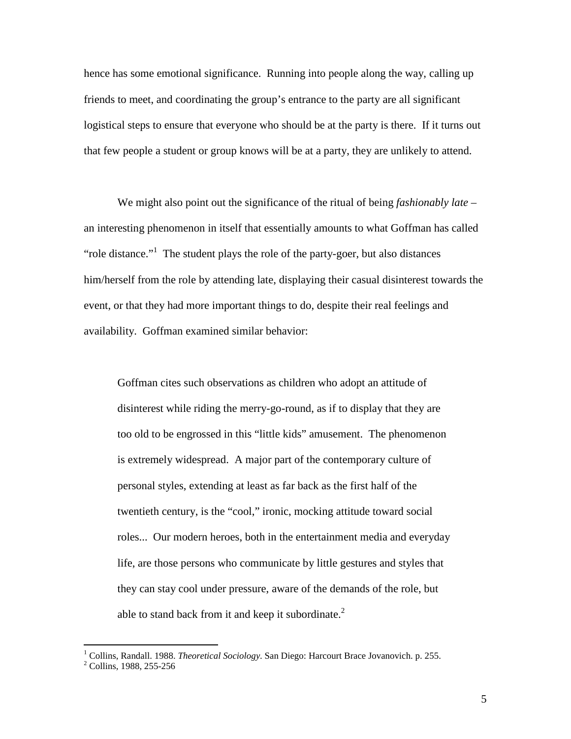hence has some emotional significance. Running into people along the way, calling up friends to meet, and coordinating the group's entrance to the party are all significant logistical steps to ensure that everyone who should be at the party is there. If it turns out that few people a student or group knows will be at a party, they are unlikely to attend.

We might also point out the significance of the ritual of being *fashionably late* – an interesting phenomenon in itself that essentially amounts to what Goffman has called "role distance."[1] The student plays the role of the party-goer, but also distances him/herself from the role by attending late, displaying their casual disinterest towards the event, or that they had more important things to do, despite their real feelings and availability. Goffman examined similar behavior:

> Goffman cites such observations as children who adopt an attitude of disinterest while riding the merry-go-round, as if to display that they are too old to be engrossed in this "little kids" amusement. The phenomenon is extremely widespread. A major part of the contemporary culture of personal styles, extending at least as far back as the first half of the twentieth century, is the "cool," ironic, mocking attitude toward social roles... Our modern heroes, both in the entertainment media and everyday life, are those persons who communicate by little gestures and styles that they can stay cool under pressure, aware of the demands of the role, but able to stand back from it and keep it subordinate.[2]

---

[1] Collins, Randall. 1988. *Theoretical Sociology*. San Diego: Harcourt Brace Jovanovich. p. 255.

[2] Collins, 1988, 255-256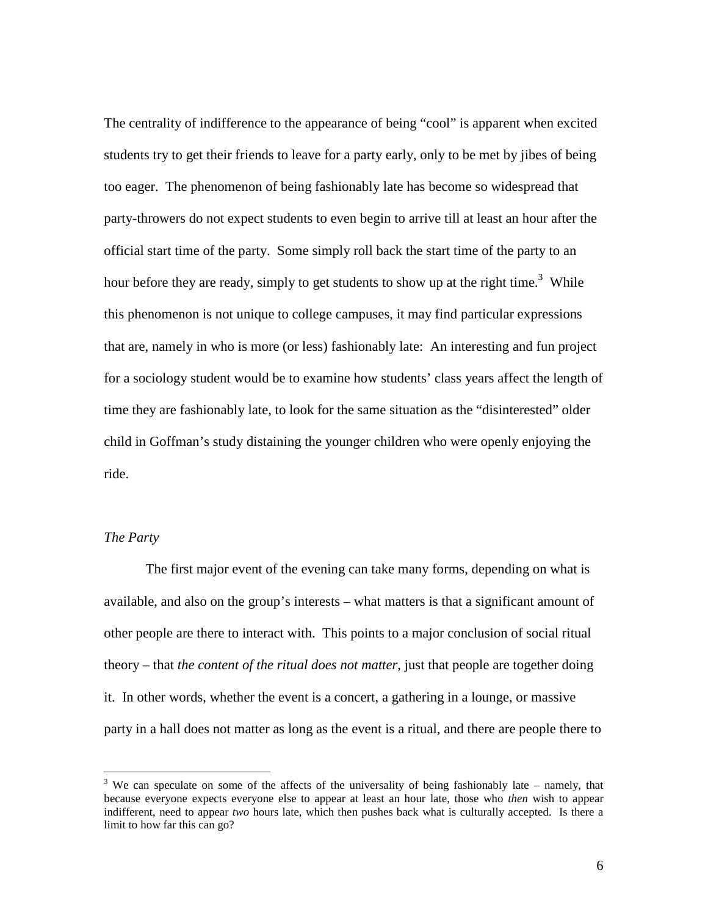The centrality of indifference to the appearance of being "cool" is apparent when excited students try to get their friends to leave for a party early, only to be met by jibes of being too eager. The phenomenon of being fashionably late has become so widespread that party-throwers do not expect students to even begin to arrive till at least an hour after the official start time of the party. Some simply roll back the start time of the party to an hour before they are ready, simply to get students to show up at the right time.[3] While this phenomenon is not unique to college campuses, it may find particular expressions that are, namely in who is more (or less) fashionably late: An interesting and fun project for a sociology student would be to examine how students' class years affect the length of time they are fashionably late, to look for the same situation as the "disinterested" older child in Goffman's study distaining the younger children who were openly enjoying the ride.

*The Party*

The first major event of the evening can take many forms, depending on what is available, and also on the group's interests – what matters is that a significant amount of other people are there to interact with. This points to a major conclusion of social ritual theory – that *the content of the ritual does not matter*, just that people are together doing it. In other words, whether the event is a concert, a gathering in a lounge, or massive party in a hall does not matter as long as the event is a ritual, and there are people there to

[3] We can speculate on some of the affects of the universality of being fashionably late – namely, that because everyone expects everyone else to appear at least an hour late, those who *then* wish to appear indifferent, need to appear *two* hours late, which then pushes back what is culturally accepted. Is there a limit to how far this can go?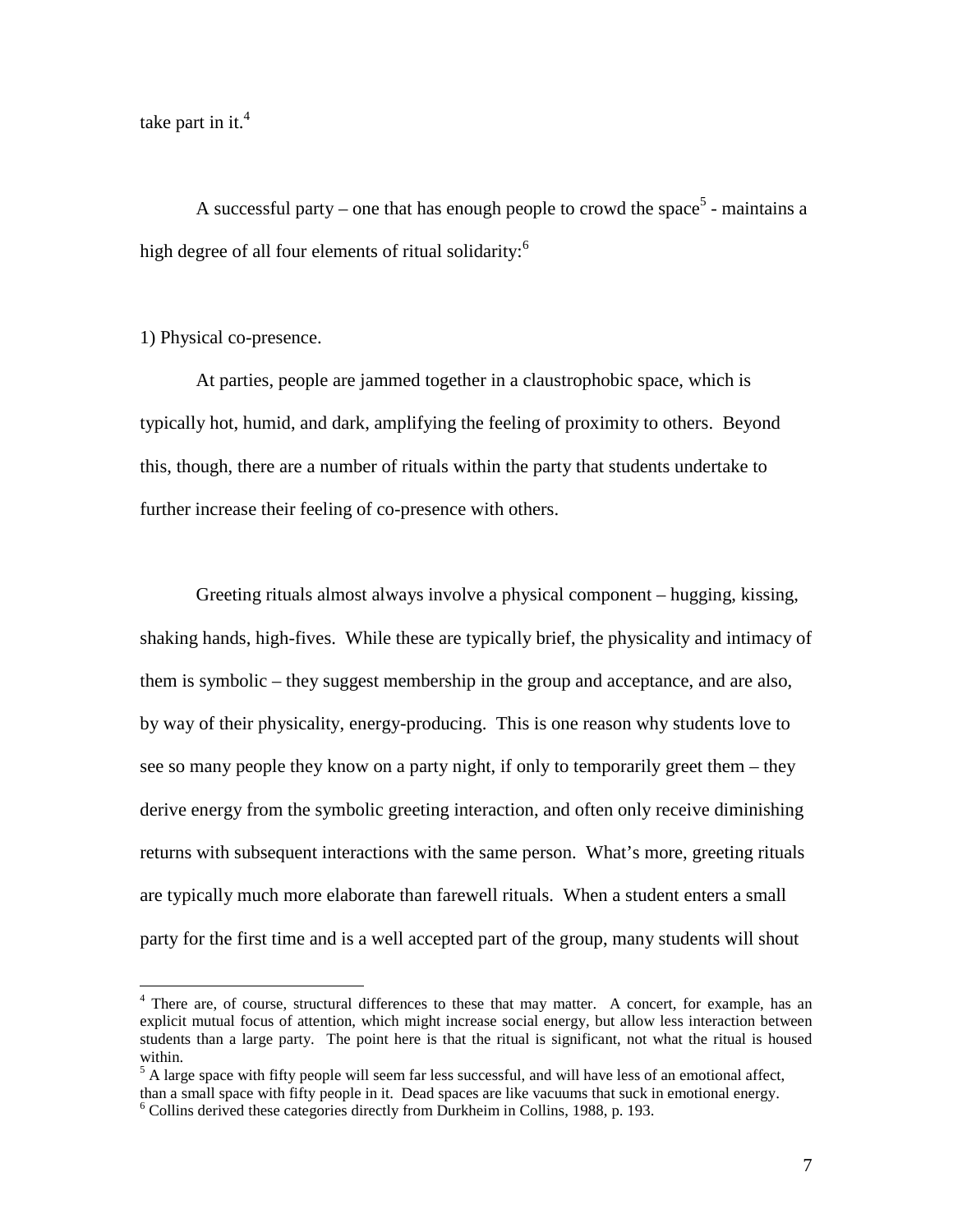take part in it.[4]

A successful party – one that has enough people to crowd the space[5] - maintains a high degree of all four elements of ritual solidarity:[6]

1) Physical co-presence.

At parties, people are jammed together in a claustrophobic space, which is typically hot, humid, and dark, amplifying the feeling of proximity to others. Beyond this, though, there are a number of rituals within the party that students undertake to further increase their feeling of co-presence with others.

Greeting rituals almost always involve a physical component – hugging, kissing, shaking hands, high-fives. While these are typically brief, the physicality and intimacy of them is symbolic – they suggest membership in the group and acceptance, and are also, by way of their physicality, energy-producing. This is one reason why students love to see so many people they know on a party night, if only to temporarily greet them – they derive energy from the symbolic greeting interaction, and often only receive diminishing returns with subsequent interactions with the same person. What's more, greeting rituals are typically much more elaborate than farewell rituals. When a student enters a small party for the first time and is a well accepted part of the group, many students will shout

---

[4] There are, of course, structural differences to these that may matter. A concert, for example, has an explicit mutual focus of attention, which might increase social energy, but allow less interaction between students than a large party. The point here is that the ritual is significant, not what the ritual is housed within.

[5] A large space with fifty people will seem far less successful, and will have less of an emotional affect, than a small space with fifty people in it. Dead spaces are like vacuums that suck in emotional energy.

[6] Collins derived these categories directly from Durkheim in Collins, 1988, p. 193.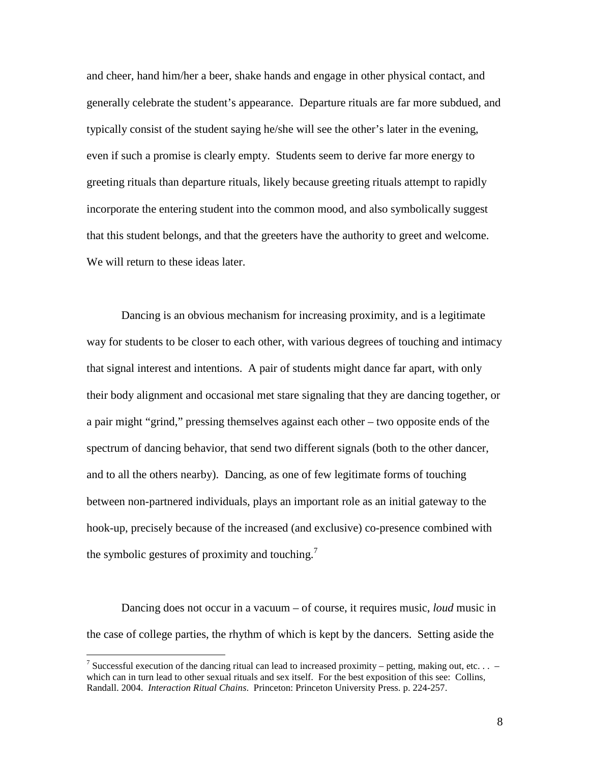and cheer, hand him/her a beer, shake hands and engage in other physical contact, and generally celebrate the student's appearance. Departure rituals are far more subdued, and typically consist of the student saying he/she will see the other's later in the evening, even if such a promise is clearly empty. Students seem to derive far more energy to greeting rituals than departure rituals, likely because greeting rituals attempt to rapidly incorporate the entering student into the common mood, and also symbolically suggest that this student belongs, and that the greeters have the authority to greet and welcome. We will return to these ideas later.

Dancing is an obvious mechanism for increasing proximity, and is a legitimate way for students to be closer to each other, with various degrees of touching and intimacy that signal interest and intentions. A pair of students might dance far apart, with only their body alignment and occasional met stare signaling that they are dancing together, or a pair might "grind," pressing themselves against each other – two opposite ends of the spectrum of dancing behavior, that send two different signals (both to the other dancer, and to all the others nearby). Dancing, as one of few legitimate forms of touching between non-partnered individuals, plays an important role as an initial gateway to the hook-up, precisely because of the increased (and exclusive) co-presence combined with the symbolic gestures of proximity and touching.[7]

Dancing does not occur in a vacuum – of course, it requires music, *loud* music in the case of college parties, the rhythm of which is kept by the dancers. Setting aside the

---

[7] Successful execution of the dancing ritual can lead to increased proximity – petting, making out, etc. . . – which can in turn lead to other sexual rituals and sex itself. For the best exposition of this see: Collins, Randall. 2004. *Interaction Ritual Chains*. Princeton: Princeton University Press. p. 224-257.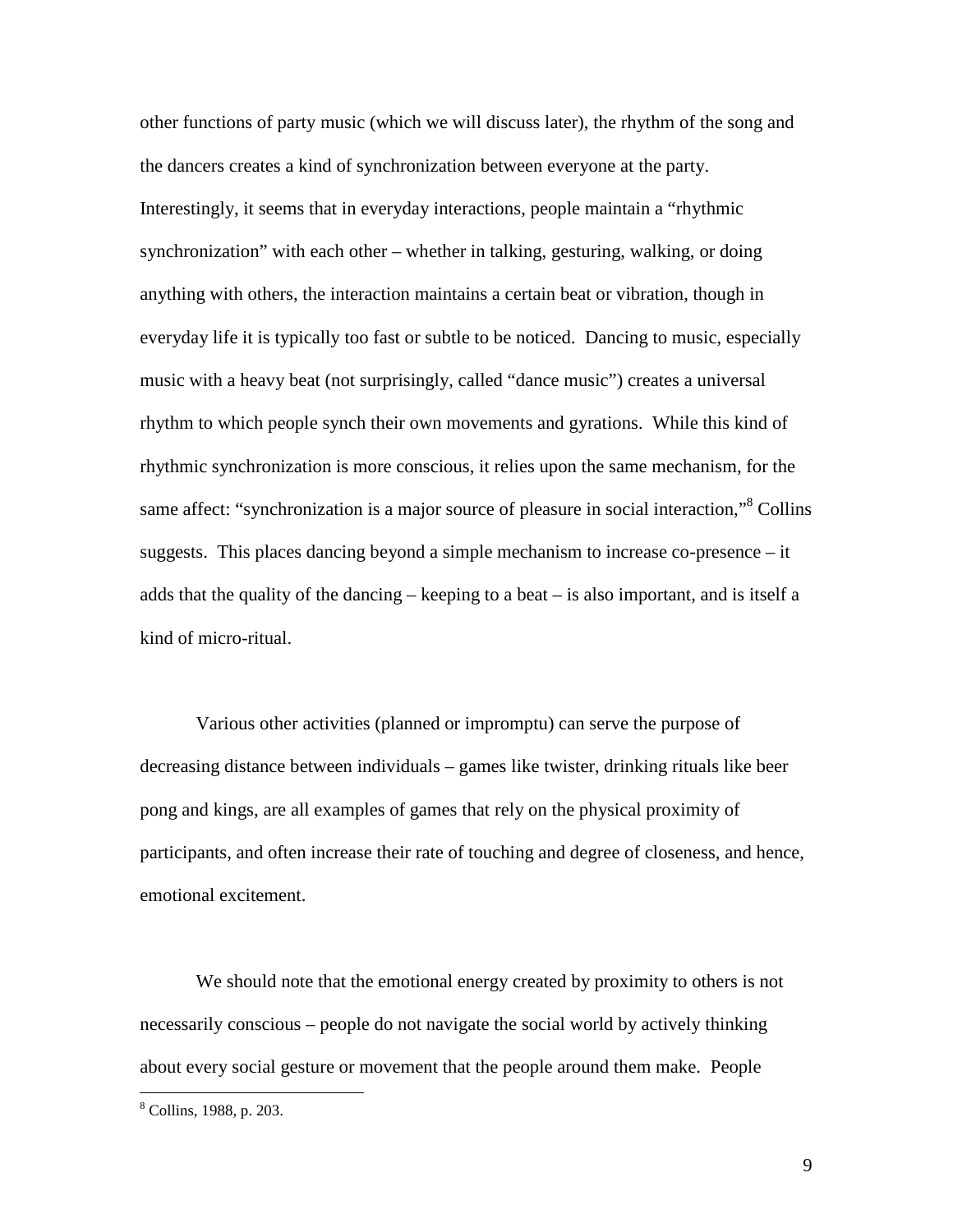other functions of party music (which we will discuss later), the rhythm of the song and the dancers creates a kind of synchronization between everyone at the party. Interestingly, it seems that in everyday interactions, people maintain a "rhythmic synchronization" with each other – whether in talking, gesturing, walking, or doing anything with others, the interaction maintains a certain beat or vibration, though in everyday life it is typically too fast or subtle to be noticed. Dancing to music, especially music with a heavy beat (not surprisingly, called "dance music") creates a universal rhythm to which people synch their own movements and gyrations. While this kind of rhythmic synchronization is more conscious, it relies upon the same mechanism, for the same affect: "synchronization is a major source of pleasure in social interaction,"[8] Collins suggests. This places dancing beyond a simple mechanism to increase co-presence – it adds that the quality of the dancing – keeping to a beat – is also important, and is itself a kind of micro-ritual.

Various other activities (planned or impromptu) can serve the purpose of decreasing distance between individuals – games like twister, drinking rituals like beer pong and kings, are all examples of games that rely on the physical proximity of participants, and often increase their rate of touching and degree of closeness, and hence, emotional excitement.

We should note that the emotional energy created by proximity to others is not necessarily conscious – people do not navigate the social world by actively thinking about every social gesture or movement that the people around them make. People

[8] Collins, 1988, p. 203.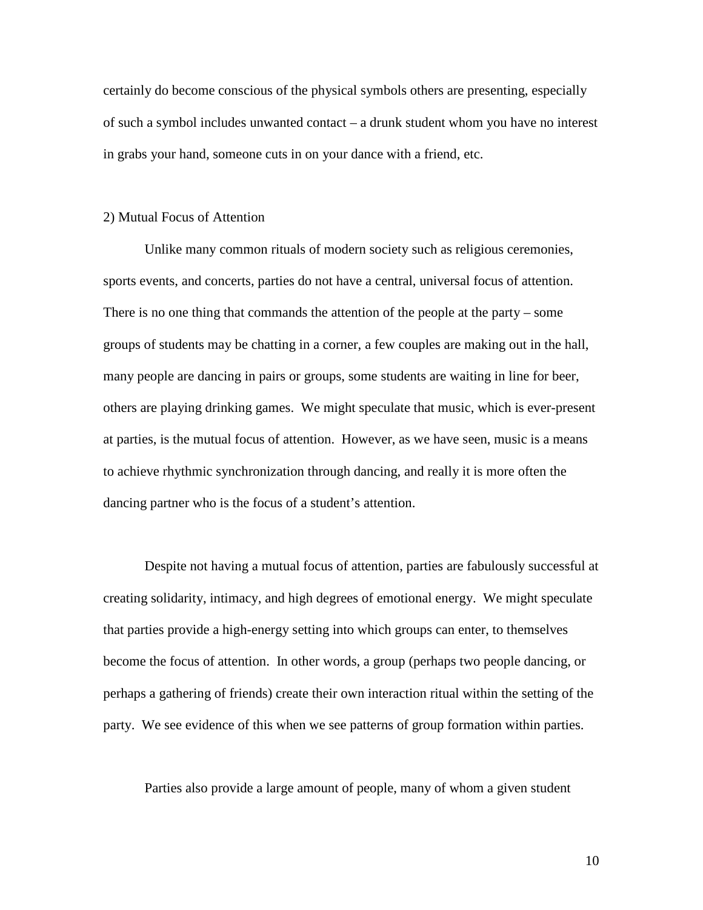certainly do become conscious of the physical symbols others are presenting, especially of such a symbol includes unwanted contact – a drunk student whom you have no interest in grabs your hand, someone cuts in on your dance with a friend, etc.

2) Mutual Focus of Attention

Unlike many common rituals of modern society such as religious ceremonies, sports events, and concerts, parties do not have a central, universal focus of attention. There is no one thing that commands the attention of the people at the party – some groups of students may be chatting in a corner, a few couples are making out in the hall, many people are dancing in pairs or groups, some students are waiting in line for beer, others are playing drinking games. We might speculate that music, which is ever-present at parties, is the mutual focus of attention. However, as we have seen, music is a means to achieve rhythmic synchronization through dancing, and really it is more often the dancing partner who is the focus of a student's attention.

Despite not having a mutual focus of attention, parties are fabulously successful at creating solidarity, intimacy, and high degrees of emotional energy. We might speculate that parties provide a high-energy setting into which groups can enter, to themselves become the focus of attention. In other words, a group (perhaps two people dancing, or perhaps a gathering of friends) create their own interaction ritual within the setting of the party. We see evidence of this when we see patterns of group formation within parties.

Parties also provide a large amount of people, many of whom a given student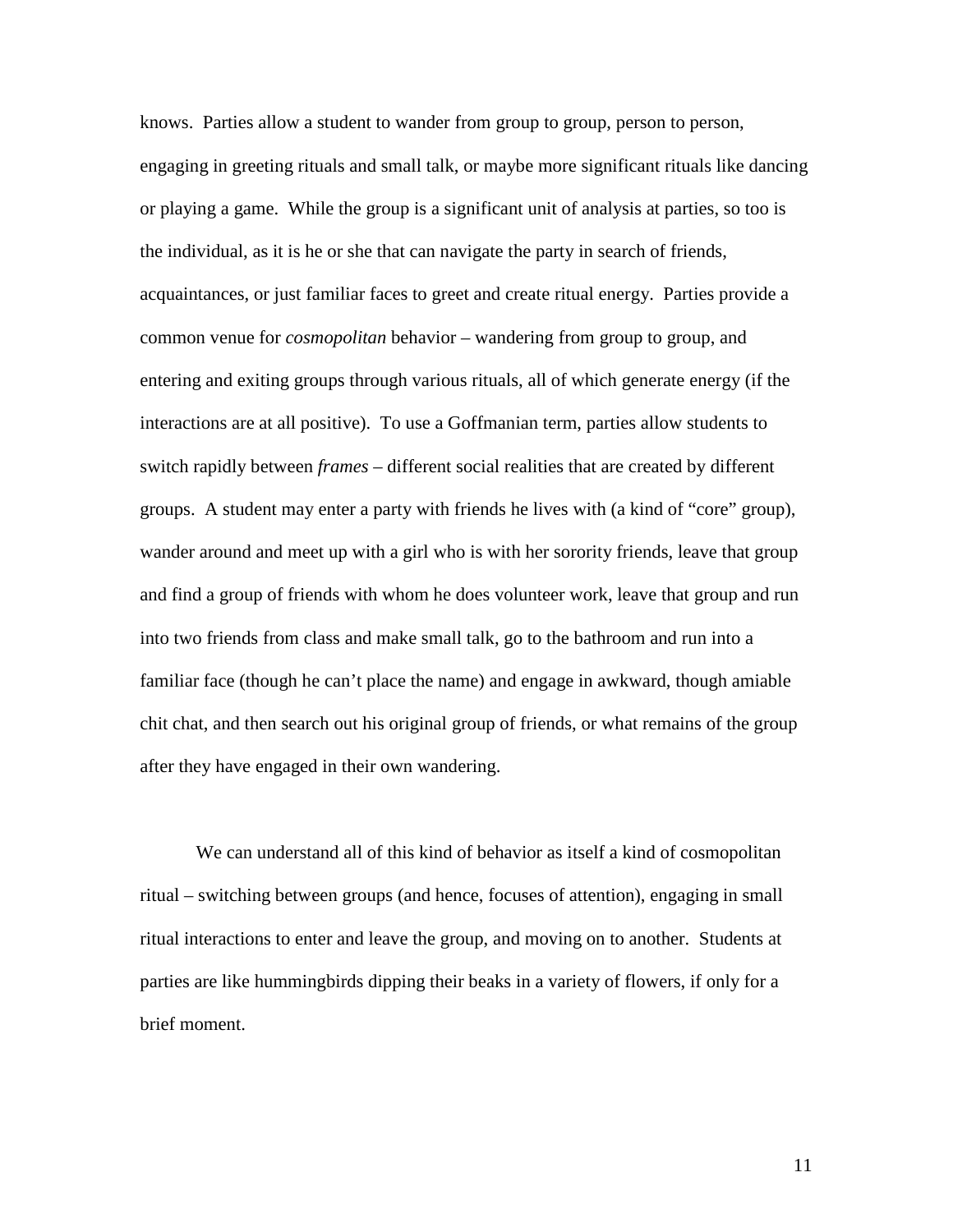knows. Parties allow a student to wander from group to group, person to person, engaging in greeting rituals and small talk, or maybe more significant rituals like dancing or playing a game. While the group is a significant unit of analysis at parties, so too is the individual, as it is he or she that can navigate the party in search of friends, acquaintances, or just familiar faces to greet and create ritual energy. Parties provide a common venue for *cosmopolitan* behavior – wandering from group to group, and entering and exiting groups through various rituals, all of which generate energy (if the interactions are at all positive). To use a Goffmanian term, parties allow students to switch rapidly between *frames* – different social realities that are created by different groups. A student may enter a party with friends he lives with (a kind of "core" group), wander around and meet up with a girl who is with her sorority friends, leave that group and find a group of friends with whom he does volunteer work, leave that group and run into two friends from class and make small talk, go to the bathroom and run into a familiar face (though he can't place the name) and engage in awkward, though amiable chit chat, and then search out his original group of friends, or what remains of the group after they have engaged in their own wandering.

We can understand all of this kind of behavior as itself a kind of cosmopolitan ritual – switching between groups (and hence, focuses of attention), engaging in small ritual interactions to enter and leave the group, and moving on to another. Students at parties are like hummingbirds dipping their beaks in a variety of flowers, if only for a brief moment.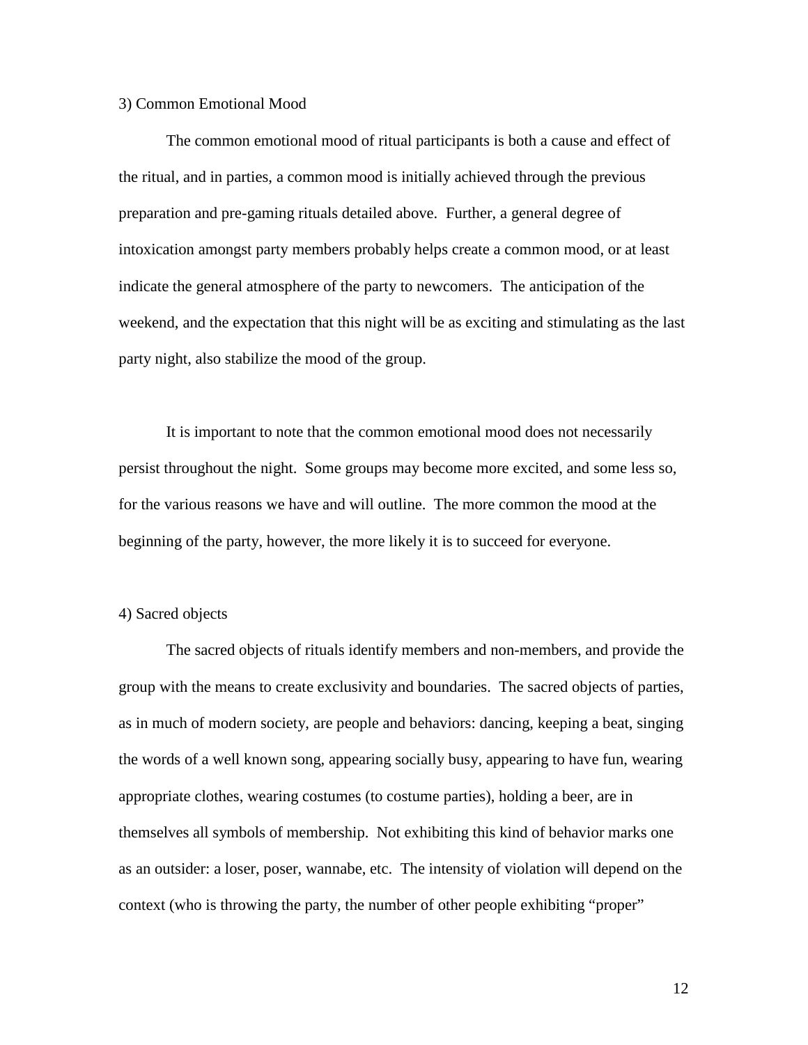3) Common Emotional Mood

The common emotional mood of ritual participants is both a cause and effect of the ritual, and in parties, a common mood is initially achieved through the previous preparation and pre-gaming rituals detailed above. Further, a general degree of intoxication amongst party members probably helps create a common mood, or at least indicate the general atmosphere of the party to newcomers. The anticipation of the weekend, and the expectation that this night will be as exciting and stimulating as the last party night, also stabilize the mood of the group.

It is important to note that the common emotional mood does not necessarily persist throughout the night. Some groups may become more excited, and some less so, for the various reasons we have and will outline. The more common the mood at the beginning of the party, however, the more likely it is to succeed for everyone.

4) Sacred objects

The sacred objects of rituals identify members and non-members, and provide the group with the means to create exclusivity and boundaries. The sacred objects of parties, as in much of modern society, are people and behaviors: dancing, keeping a beat, singing the words of a well known song, appearing socially busy, appearing to have fun, wearing appropriate clothes, wearing costumes (to costume parties), holding a beer, are in themselves all symbols of membership. Not exhibiting this kind of behavior marks one as an outsider: a loser, poser, wannabe, etc. The intensity of violation will depend on the context (who is throwing the party, the number of other people exhibiting "proper"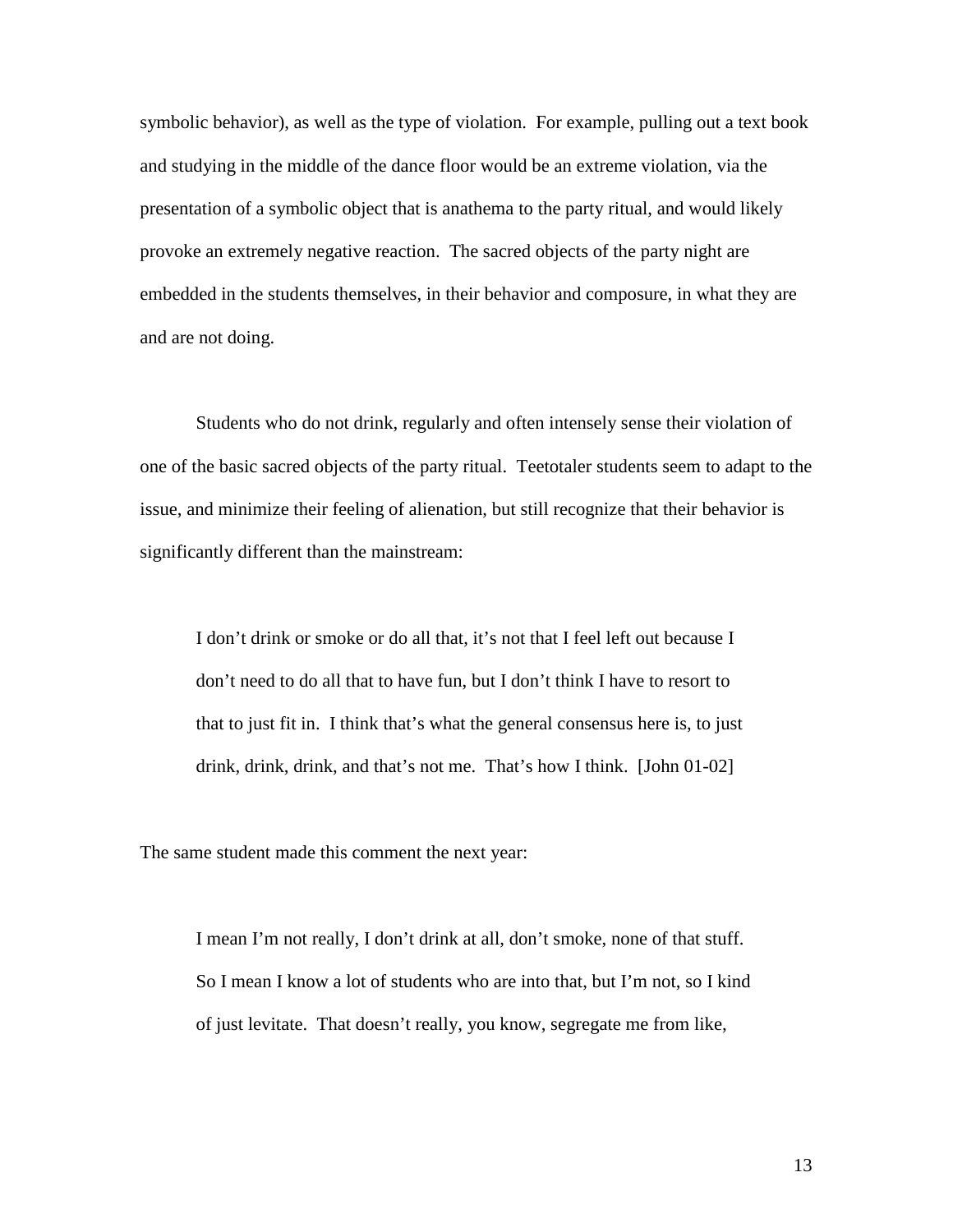symbolic behavior), as well as the type of violation. For example, pulling out a text book and studying in the middle of the dance floor would be an extreme violation, via the presentation of a symbolic object that is anathema to the party ritual, and would likely provoke an extremely negative reaction. The sacred objects of the party night are embedded in the students themselves, in their behavior and composure, in what they are and are not doing.

Students who do not drink, regularly and often intensely sense their violation of one of the basic sacred objects of the party ritual. Teetotaler students seem to adapt to the issue, and minimize their feeling of alienation, but still recognize that their behavior is significantly different than the mainstream:

> I don't drink or smoke or do all that, it's not that I feel left out because I don't need to do all that to have fun, but I don't think I have to resort to that to just fit in. I think that's what the general consensus here is, to just drink, drink, drink, and that's not me. That's how I think. [John 01-02]

The same student made this comment the next year:

> I mean I'm not really, I don't drink at all, don't smoke, none of that stuff. So I mean I know a lot of students who are into that, but I'm not, so I kind of just levitate. That doesn't really, you know, segregate me from like,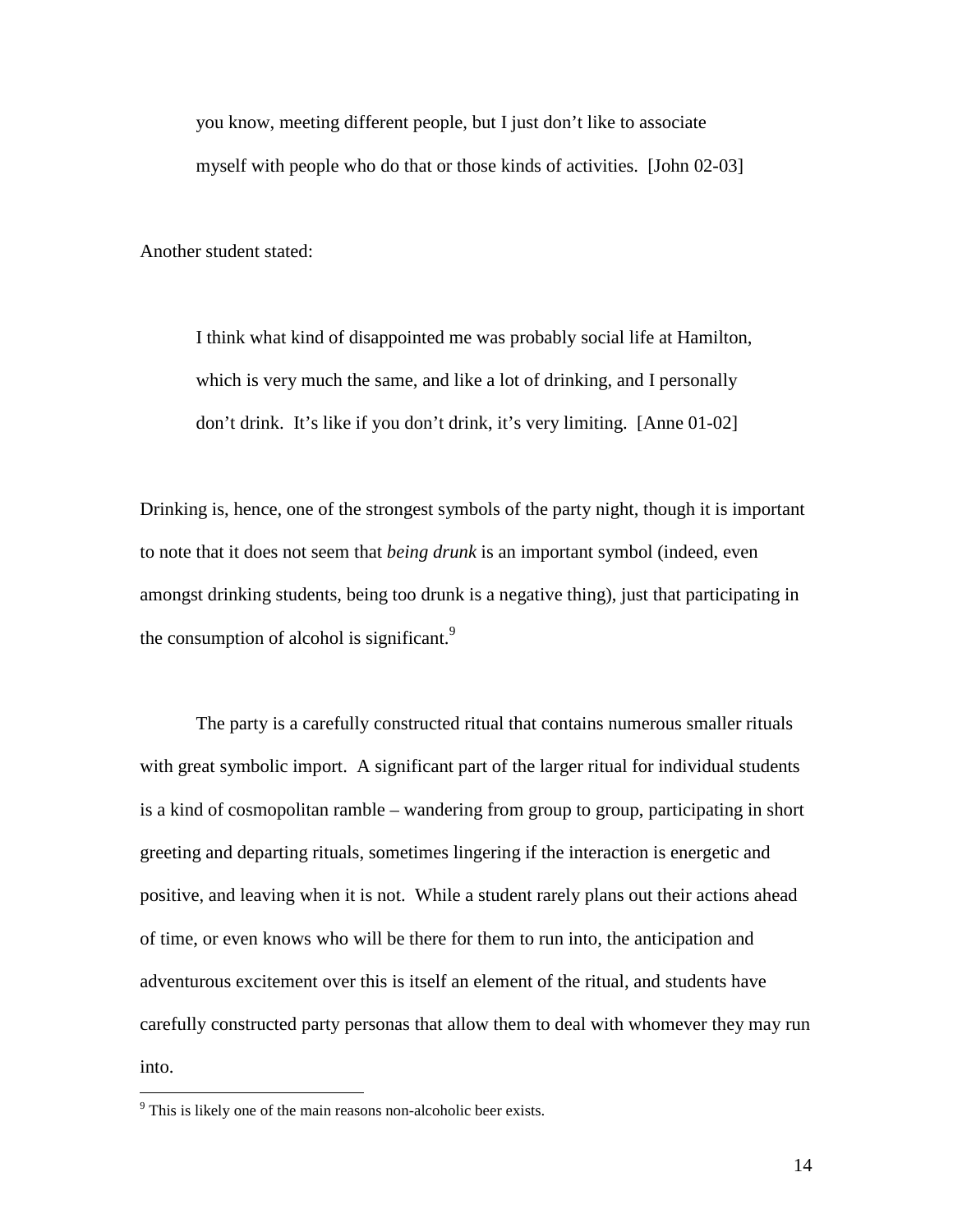> you know, meeting different people, but I just don't like to associate myself with people who do that or those kinds of activities. [John 02-03]

Another student stated:

> I think what kind of disappointed me was probably social life at Hamilton, which is very much the same, and like a lot of drinking, and I personally don't drink. It's like if you don't drink, it's very limiting. [Anne 01-02]

Drinking is, hence, one of the strongest symbols of the party night, though it is important to note that it does not seem that *being drunk* is an important symbol (indeed, even amongst drinking students, being too drunk is a negative thing), just that participating in the consumption of alcohol is significant.[9]

The party is a carefully constructed ritual that contains numerous smaller rituals with great symbolic import. A significant part of the larger ritual for individual students is a kind of cosmopolitan ramble – wandering from group to group, participating in short greeting and departing rituals, sometimes lingering if the interaction is energetic and positive, and leaving when it is not. While a student rarely plans out their actions ahead of time, or even knows who will be there for them to run into, the anticipation and adventurous excitement over this is itself an element of the ritual, and students have carefully constructed party personas that allow them to deal with whomever they may run into.

[9] This is likely one of the main reasons non-alcoholic beer exists.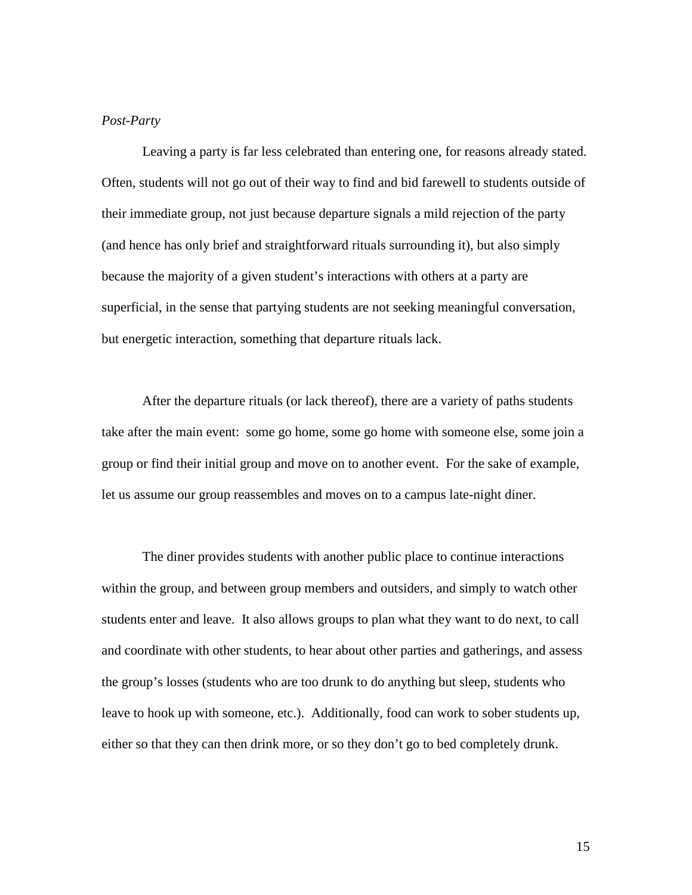*Post-Party*

Leaving a party is far less celebrated than entering one, for reasons already stated. Often, students will not go out of their way to find and bid farewell to students outside of their immediate group, not just because departure signals a mild rejection of the party (and hence has only brief and straightforward rituals surrounding it), but also simply because the majority of a given student's interactions with others at a party are superficial, in the sense that partying students are not seeking meaningful conversation, but energetic interaction, something that departure rituals lack.

After the departure rituals (or lack thereof), there are a variety of paths students take after the main event: some go home, some go home with someone else, some join a group or find their initial group and move on to another event. For the sake of example, let us assume our group reassembles and moves on to a campus late-night diner.

The diner provides students with another public place to continue interactions within the group, and between group members and outsiders, and simply to watch other students enter and leave. It also allows groups to plan what they want to do next, to call and coordinate with other students, to hear about other parties and gatherings, and assess the group's losses (students who are too drunk to do anything but sleep, students who leave to hook up with someone, etc.). Additionally, food can work to sober students up, either so that they can then drink more, or so they don't go to bed completely drunk.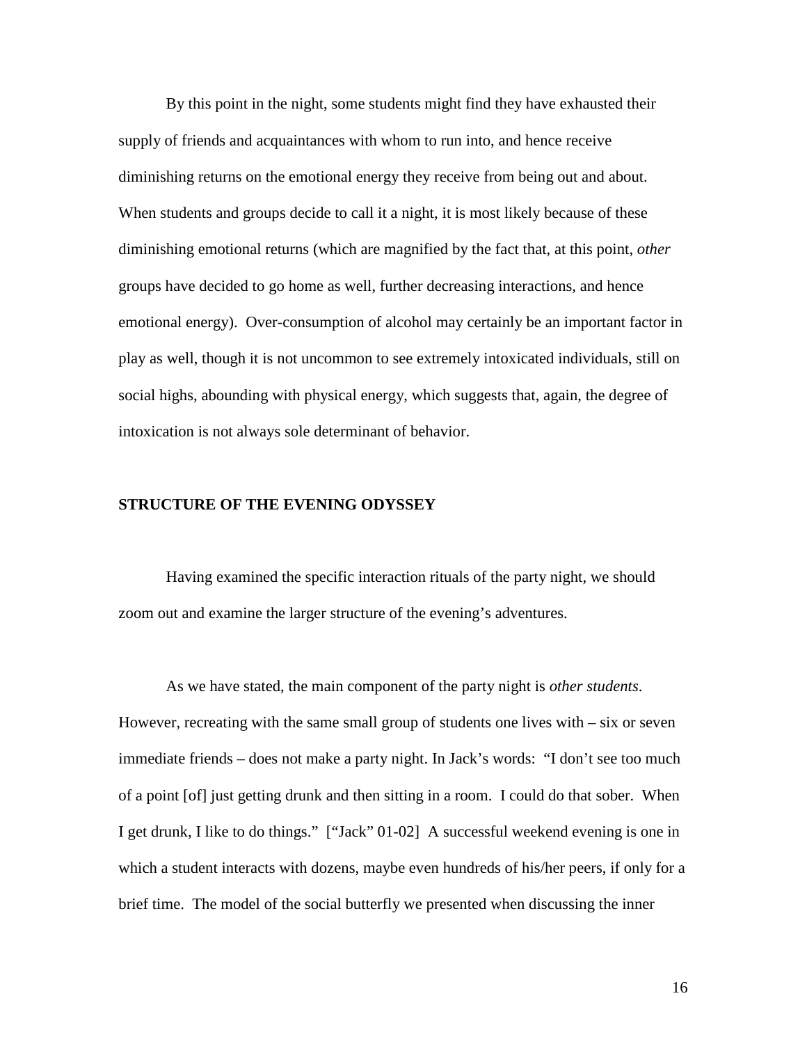By this point in the night, some students might find they have exhausted their supply of friends and acquaintances with whom to run into, and hence receive diminishing returns on the emotional energy they receive from being out and about. When students and groups decide to call it a night, it is most likely because of these diminishing emotional returns (which are magnified by the fact that, at this point, *other* groups have decided to go home as well, further decreasing interactions, and hence emotional energy). Over-consumption of alcohol may certainly be an important factor in play as well, though it is not uncommon to see extremely intoxicated individuals, still on social highs, abounding with physical energy, which suggests that, again, the degree of intoxication is not always sole determinant of behavior.

## STRUCTURE OF THE EVENING ODYSSEY

Having examined the specific interaction rituals of the party night, we should zoom out and examine the larger structure of the evening's adventures.

As we have stated, the main component of the party night is *other students*. However, recreating with the same small group of students one lives with – six or seven immediate friends – does not make a party night. In Jack's words: "I don't see too much of a point [of] just getting drunk and then sitting in a room. I could do that sober. When I get drunk, I like to do things." ["Jack" 01-02] A successful weekend evening is one in which a student interacts with dozens, maybe even hundreds of his/her peers, if only for a brief time. The model of the social butterfly we presented when discussing the inner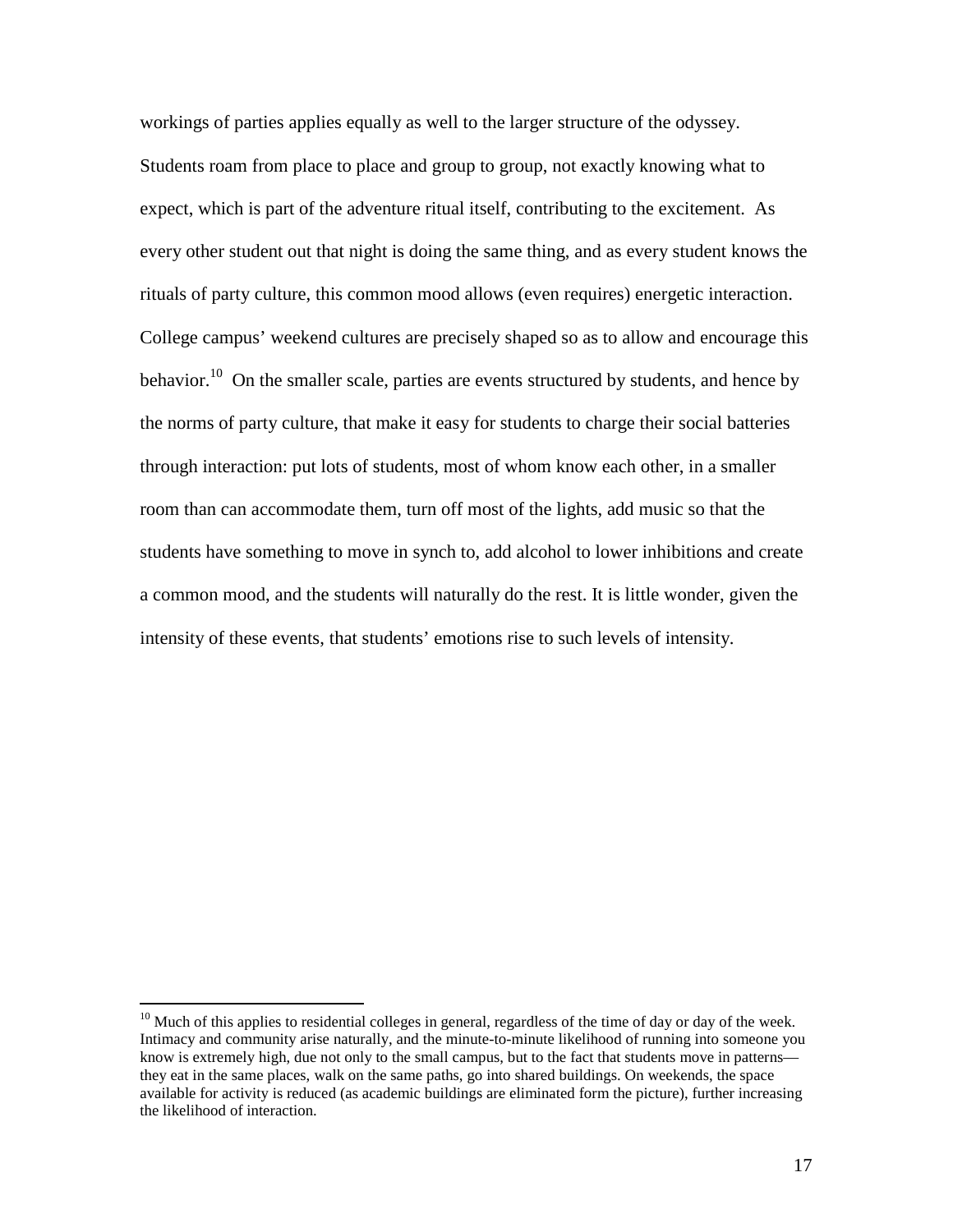workings of parties applies equally as well to the larger structure of the odyssey. Students roam from place to place and group to group, not exactly knowing what to expect, which is part of the adventure ritual itself, contributing to the excitement. As every other student out that night is doing the same thing, and as every student knows the rituals of party culture, this common mood allows (even requires) energetic interaction. College campus' weekend cultures are precisely shaped so as to allow and encourage this behavior.[10] On the smaller scale, parties are events structured by students, and hence by the norms of party culture, that make it easy for students to charge their social batteries through interaction: put lots of students, most of whom know each other, in a smaller room than can accommodate them, turn off most of the lights, add music so that the students have something to move in synch to, add alcohol to lower inhibitions and create a common mood, and the students will naturally do the rest. It is little wonder, given the intensity of these events, that students' emotions rise to such levels of intensity.

---

[10] Much of this applies to residential colleges in general, regardless of the time of day or day of the week. Intimacy and community arise naturally, and the minute-to-minute likelihood of running into someone you know is extremely high, due not only to the small campus, but to the fact that students move in patterns—they eat in the same places, walk on the same paths, go into shared buildings. On weekends, the space available for activity is reduced (as academic buildings are eliminated form the picture), further increasing the likelihood of interaction.